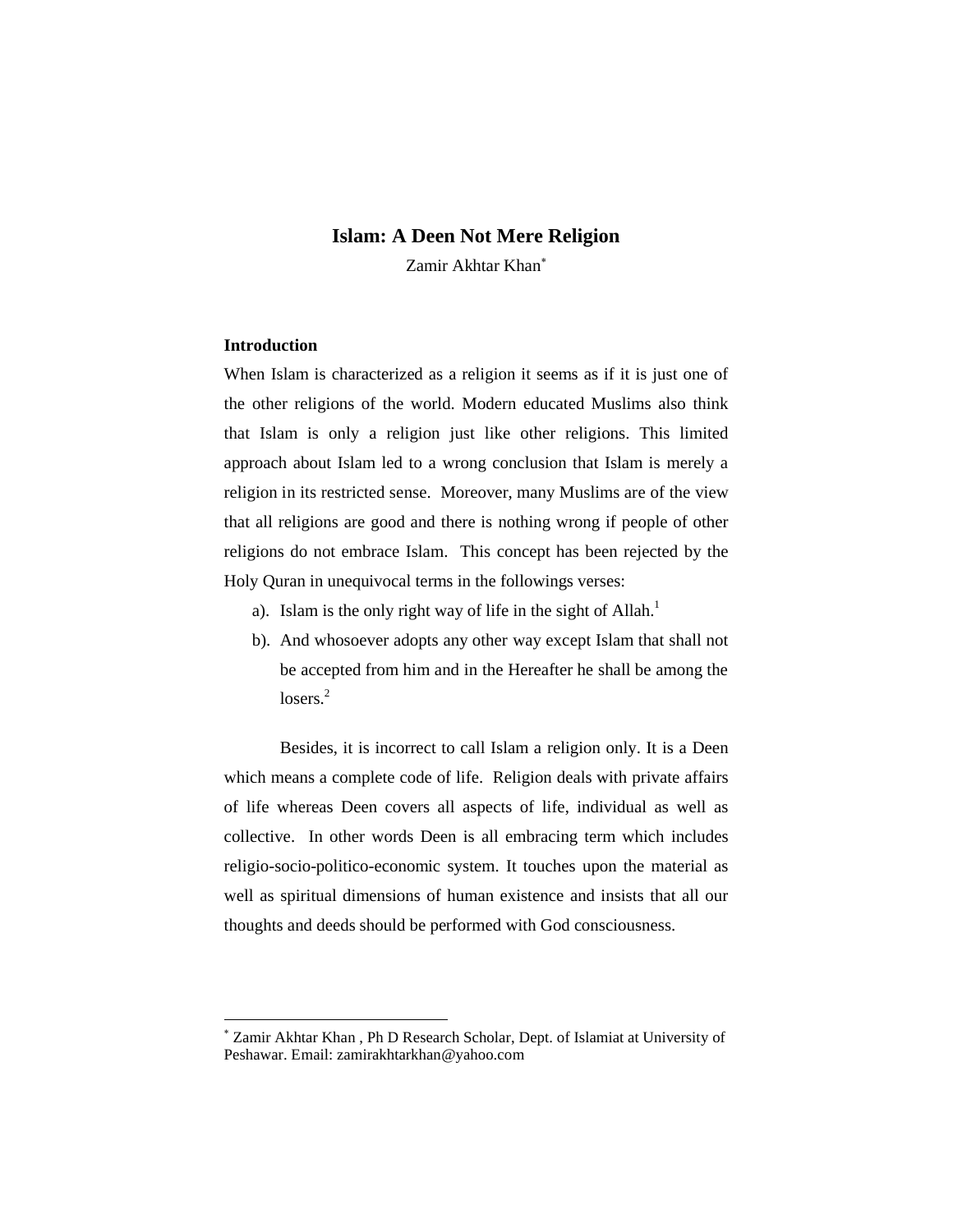# Islam: A Deen Not Mere Religion

Zamir Akhtar Khan[*]

## Introduction

When Islam is characterized as a religion it seems as if it is just one of the other religions of the world. Modern educated Muslims also think that Islam is only a religion just like other religions. This limited approach about Islam led to a wrong conclusion that Islam is merely a religion in its restricted sense. Moreover, many Muslims are of the view that all religions are good and there is nothing wrong if people of other religions do not embrace Islam. This concept has been rejected by the Holy Quran in unequivocal terms in the followings verses:

a). Islam is the only right way of life in the sight of Allah.[1]

b). And whosoever adopts any other way except Islam that shall not be accepted from him and in the Hereafter he shall be among the losers.[2]

Besides, it is incorrect to call Islam a religion only. It is a Deen which means a complete code of life. Religion deals with private affairs of life whereas Deen covers all aspects of life, individual as well as collective. In other words Deen is all embracing term which includes religio-socio-politico-economic system. It touches upon the material as well as spiritual dimensions of human existence and insists that all our thoughts and deeds should be performed with God consciousness.

---

[*] Zamir Akhtar Khan , Ph D Research Scholar, Dept. of Islamiat at University of Peshawar. Email: zamirakhtarkhan@yahoo.com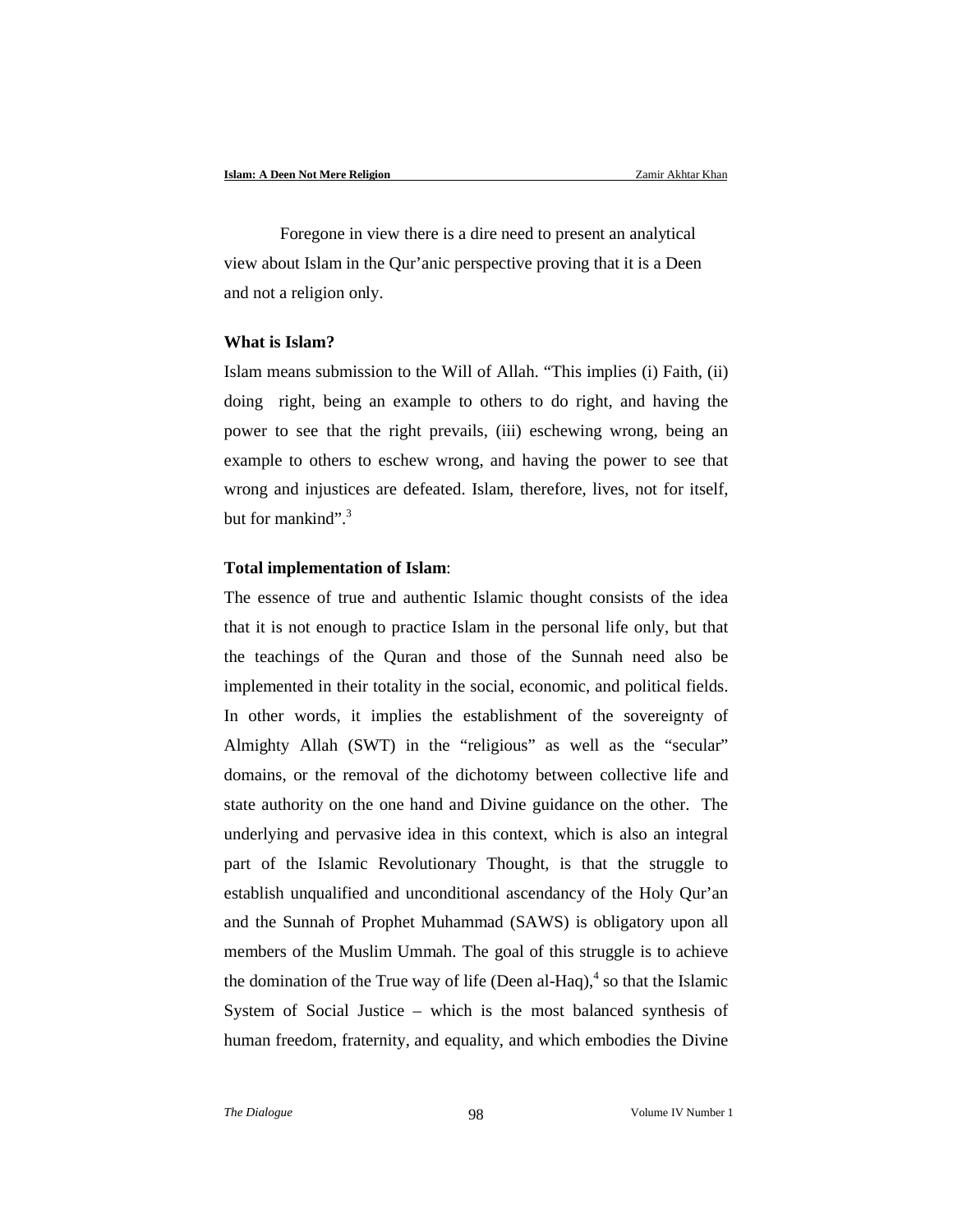Foregone in view there is a dire need to present an analytical view about Islam in the Qur'anic perspective proving that it is a Deen and not a religion only.

**What is Islam?**

Islam means submission to the Will of Allah. "This implies (i) Faith, (ii) doing right, being an example to others to do right, and having the power to see that the right prevails, (iii) eschewing wrong, being an example to others to eschew wrong, and having the power to see that wrong and injustices are defeated. Islam, therefore, lives, not for itself, but for mankind".[3]

**Total implementation of Islam**:

The essence of true and authentic Islamic thought consists of the idea that it is not enough to practice Islam in the personal life only, but that the teachings of the Quran and those of the Sunnah need also be implemented in their totality in the social, economic, and political fields. In other words, it implies the establishment of the sovereignty of Almighty Allah (SWT) in the "religious" as well as the "secular" domains, or the removal of the dichotomy between collective life and state authority on the one hand and Divine guidance on the other. The underlying and pervasive idea in this context, which is also an integral part of the Islamic Revolutionary Thought, is that the struggle to establish unqualified and unconditional ascendancy of the Holy Qur'an and the Sunnah of Prophet Muhammad (SAWS) is obligatory upon all members of the Muslim Ummah. The goal of this struggle is to achieve the domination of the True way of life (Deen al-Haq),[4] so that the Islamic System of Social Justice – which is the most balanced synthesis of human freedom, fraternity, and equality, and which embodies the Divine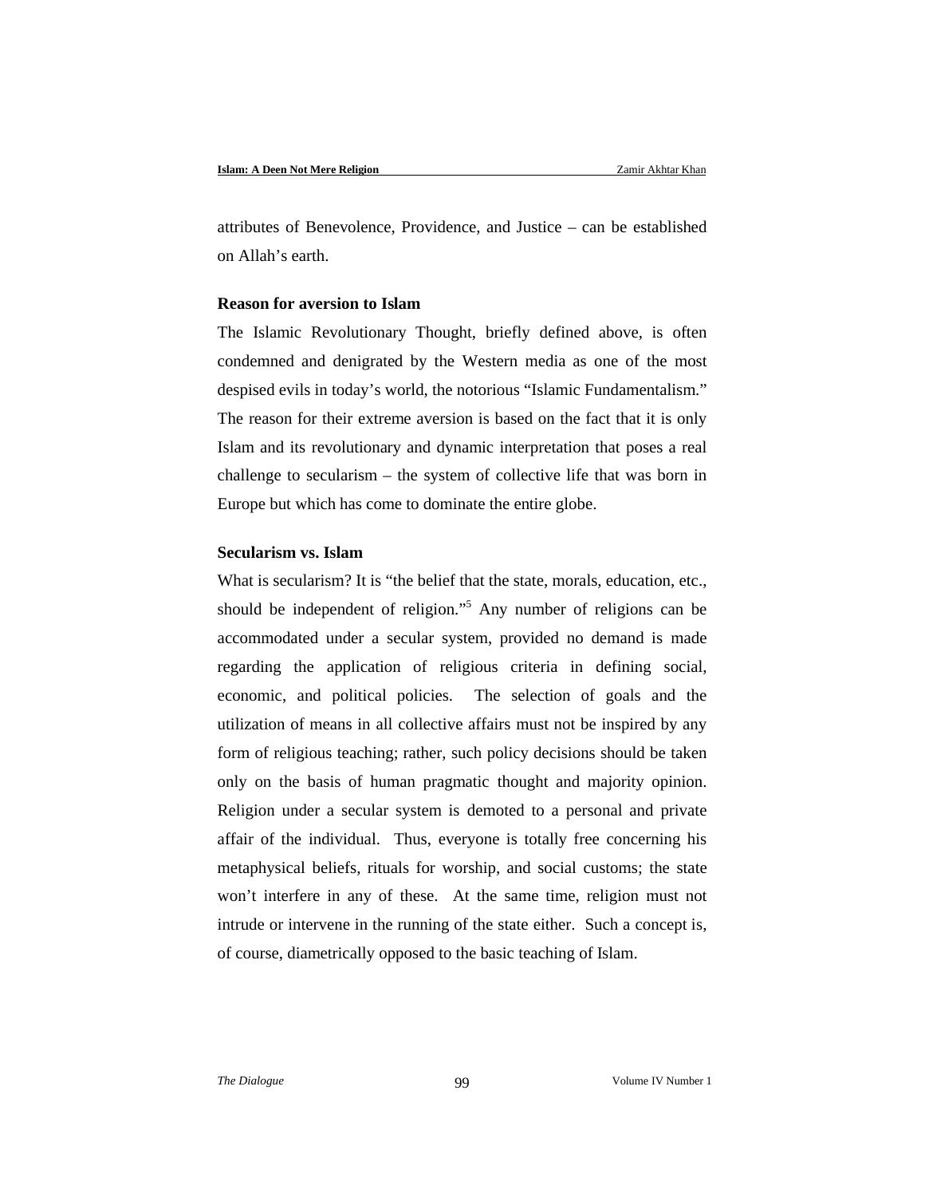attributes of Benevolence, Providence, and Justice – can be established on Allah's earth.

### Reason for aversion to Islam

The Islamic Revolutionary Thought, briefly defined above, is often condemned and denigrated by the Western media as one of the most despised evils in today's world, the notorious "Islamic Fundamentalism." The reason for their extreme aversion is based on the fact that it is only Islam and its revolutionary and dynamic interpretation that poses a real challenge to secularism – the system of collective life that was born in Europe but which has come to dominate the entire globe.

### Secularism vs. Islam

What is secularism? It is "the belief that the state, morals, education, etc., should be independent of religion."[5] Any number of religions can be accommodated under a secular system, provided no demand is made regarding the application of religious criteria in defining social, economic, and political policies. The selection of goals and the utilization of means in all collective affairs must not be inspired by any form of religious teaching; rather, such policy decisions should be taken only on the basis of human pragmatic thought and majority opinion. Religion under a secular system is demoted to a personal and private affair of the individual. Thus, everyone is totally free concerning his metaphysical beliefs, rituals for worship, and social customs; the state won't interfere in any of these. At the same time, religion must not intrude or intervene in the running of the state either. Such a concept is, of course, diametrically opposed to the basic teaching of Islam.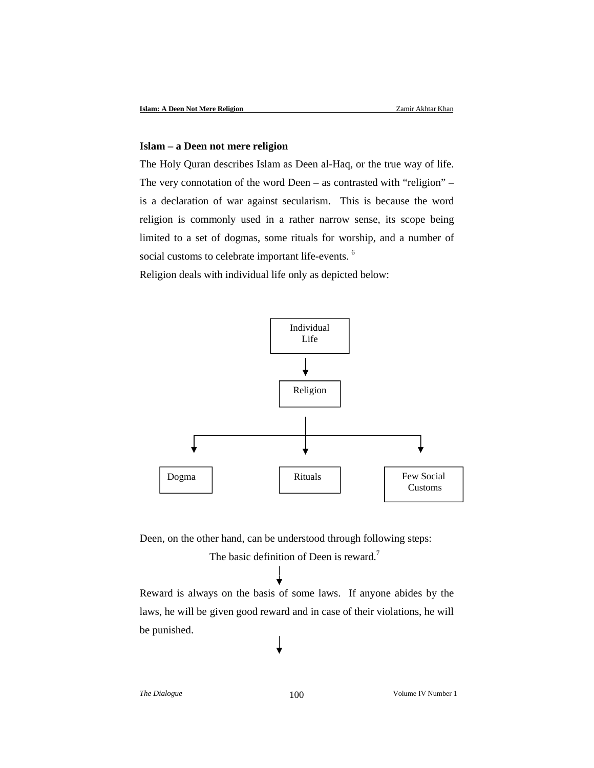## Islam – a Deen not mere religion

The Holy Quran describes Islam as Deen al-Haq, or the true way of life. The very connotation of the word Deen – as contrasted with "religion" – is a declaration of war against secularism. This is because the word religion is commonly used in a rather narrow sense, its scope being limited to a set of dogmas, some rituals for worship, and a number of social customs to celebrate important life-events. [6]

Religion deals with individual life only as depicted below:

Individual Life
↓
Religion
↓
Dogma | Rituals | Few Social Customs

Deen, on the other hand, can be understood through following steps:

The basic definition of Deen is reward.[7]

↓

Reward is always on the basis of some laws. If anyone abides by the laws, he will be given good reward and in case of their violations, he will be punished.

↓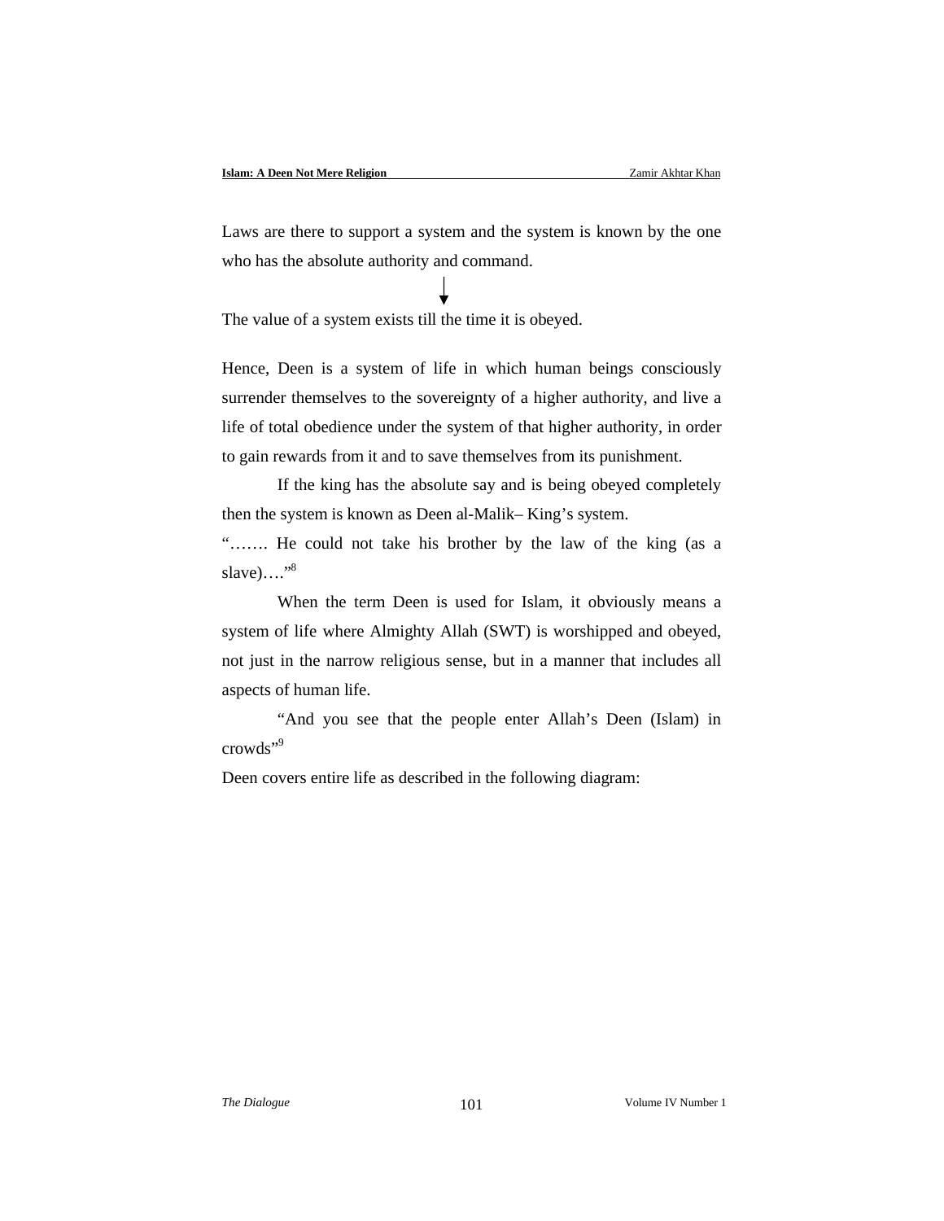Laws are there to support a system and the system is known by the one who has the absolute authority and command.

↓

The value of a system exists till the time it is obeyed.

Hence, Deen is a system of life in which human beings consciously surrender themselves to the sovereignty of a higher authority, and live a life of total obedience under the system of that higher authority, in order to gain rewards from it and to save themselves from its punishment.

If the king has the absolute say and is being obeyed completely then the system is known as Deen al-Malik– King's system.

"……. He could not take his brother by the law of the king (as a slave)…."[8]

When the term Deen is used for Islam, it obviously means a system of life where Almighty Allah (SWT) is worshipped and obeyed, not just in the narrow religious sense, but in a manner that includes all aspects of human life.

"And you see that the people enter Allah's Deen (Islam) in crowds"[9]

Deen covers entire life as described in the following diagram: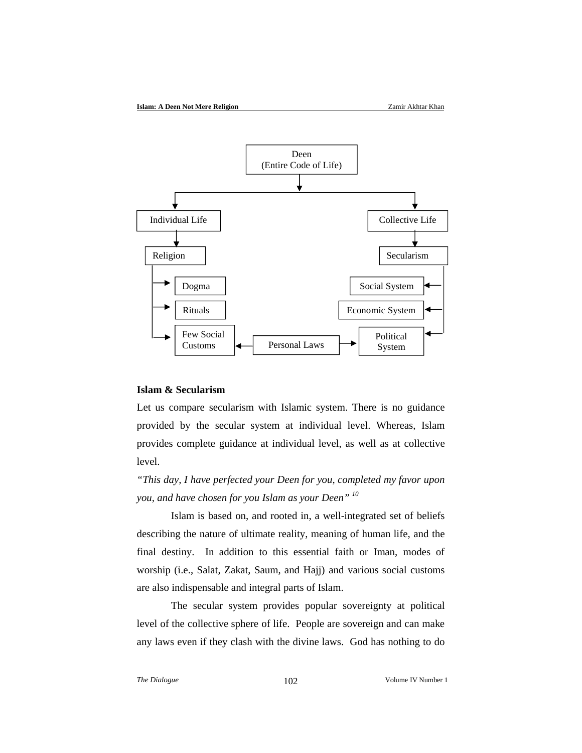Deen
(Entire Code of Life)

- Individual Life
  - Religion
    - Dogma
    - Rituals
    - Few Social Customs
- Collective Life
  - Secularism
    - Social System
    - Economic System
    - Political System

Personal Laws → Few Social Customs; Personal Laws → Political System

**Islam & Secularism**

Let us compare secularism with Islamic system. There is no guidance provided by the secular system at individual level. Whereas, Islam provides complete guidance at individual level, as well as at collective level.

*"This day, I have perfected your Deen for you, completed my favor upon you, and have chosen for you Islam as your Deen"* [10]

Islam is based on, and rooted in, a well-integrated set of beliefs describing the nature of ultimate reality, meaning of human life, and the final destiny. In addition to this essential faith or Iman, modes of worship (i.e., Salat, Zakat, Saum, and Hajj) and various social customs are also indispensable and integral parts of Islam.

The secular system provides popular sovereignty at political level of the collective sphere of life. People are sovereign and can make any laws even if they clash with the divine laws. God has nothing to do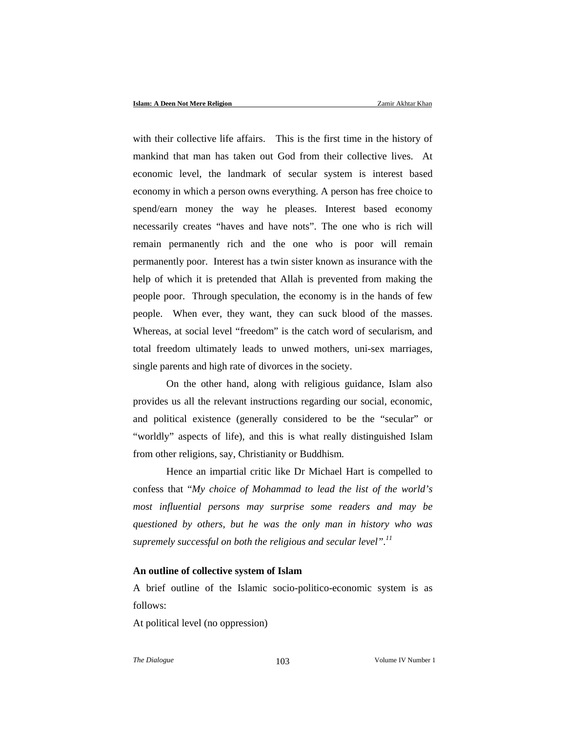with their collective life affairs. This is the first time in the history of mankind that man has taken out God from their collective lives. At economic level, the landmark of secular system is interest based economy in which a person owns everything. A person has free choice to spend/earn money the way he pleases. Interest based economy necessarily creates "haves and have nots". The one who is rich will remain permanently rich and the one who is poor will remain permanently poor. Interest has a twin sister known as insurance with the help of which it is pretended that Allah is prevented from making the people poor. Through speculation, the economy is in the hands of few people. When ever, they want, they can suck blood of the masses. Whereas, at social level "freedom" is the catch word of secularism, and total freedom ultimately leads to unwed mothers, uni-sex marriages, single parents and high rate of divorces in the society.

On the other hand, along with religious guidance, Islam also provides us all the relevant instructions regarding our social, economic, and political existence (generally considered to be the "secular" or "worldly" aspects of life), and this is what really distinguished Islam from other religions, say, Christianity or Buddhism.

Hence an impartial critic like Dr Michael Hart is compelled to confess that "*My choice of Mohammad to lead the list of the world's most influential persons may surprise some readers and may be questioned by others, but he was the only man in history who was supremely successful on both the religious and secular level".*[11]

**An outline of collective system of Islam**

A brief outline of the Islamic socio-politico-economic system is as follows:

At political level (no oppression)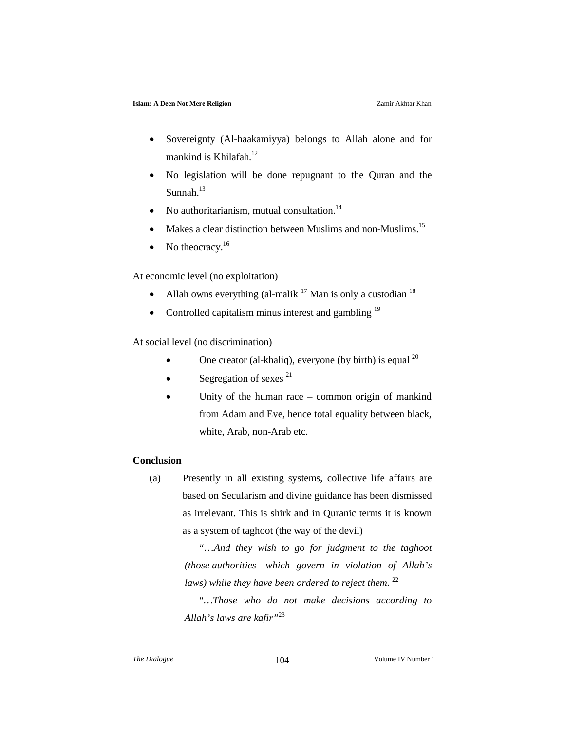- Sovereignty (Al-haakamiyya) belongs to Allah alone and for mankind is Khilafah.[12]
- No legislation will be done repugnant to the Quran and the Sunnah.[13]
- No authoritarianism, mutual consultation.[14]
- Makes a clear distinction between Muslims and non-Muslims.[15]
- No theocracy.[16]

At economic level (no exploitation)

- Allah owns everything (al-malik [17] Man is only a custodian [18]
- Controlled capitalism minus interest and gambling [19]

At social level (no discrimination)

- One creator (al-khaliq), everyone (by birth) is equal [20]
- Segregation of sexes [21]
- Unity of the human race – common origin of mankind from Adam and Eve, hence total equality between black, white, Arab, non-Arab etc.

**Conclusion**

(a) Presently in all existing systems, collective life affairs are based on Secularism and divine guidance has been dismissed as irrelevant. This is shirk and in Quranic terms it is known as a system of taghoot (the way of the devil)

"…*And they wish to go for judgment to the taghoot (those authorities which govern in violation of Allah's laws) while they have been ordered to reject them.* [22]

"…*Those who do not make decisions according to Allah's laws are kafir"*[23]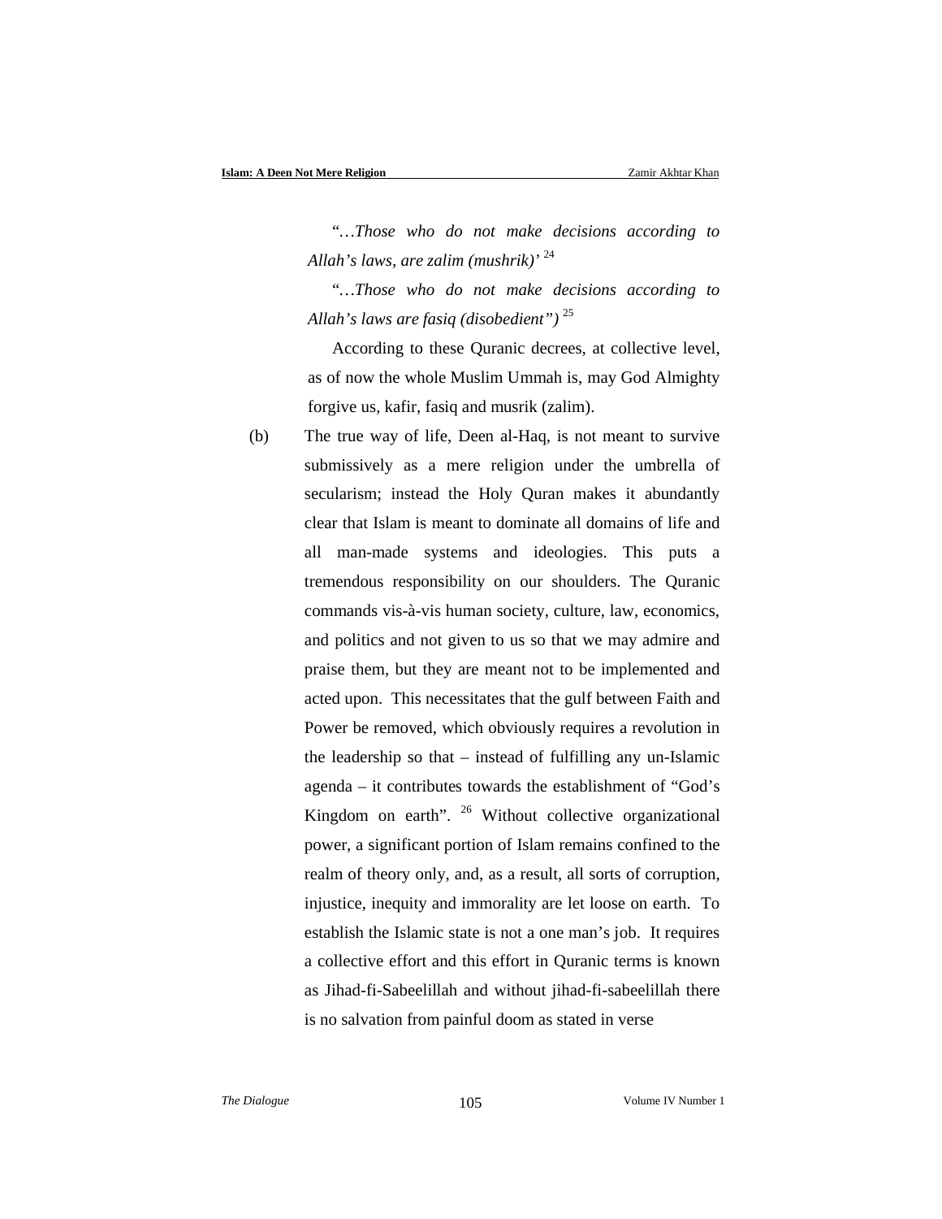*"…Those who do not make decisions according to Allah's laws, are zalim (mushrik)'* [24]

*"…Those who do not make decisions according to Allah's laws are fasiq (disobedient")* [25]

According to these Quranic decrees, at collective level, as of now the whole Muslim Ummah is, may God Almighty forgive us, kafir, fasiq and musrik (zalim).

(b) The true way of life, Deen al-Haq, is not meant to survive submissively as a mere religion under the umbrella of secularism; instead the Holy Quran makes it abundantly clear that Islam is meant to dominate all domains of life and all man-made systems and ideologies. This puts a tremendous responsibility on our shoulders. The Quranic commands vis-à-vis human society, culture, law, economics, and politics and not given to us so that we may admire and praise them, but they are meant not to be implemented and acted upon. This necessitates that the gulf between Faith and Power be removed, which obviously requires a revolution in the leadership so that – instead of fulfilling any un-Islamic agenda – it contributes towards the establishment of "God's Kingdom on earth". [26] Without collective organizational power, a significant portion of Islam remains confined to the realm of theory only, and, as a result, all sorts of corruption, injustice, inequity and immorality are let loose on earth. To establish the Islamic state is not a one man's job. It requires a collective effort and this effort in Quranic terms is known as Jihad-fi-Sabeelillah and without jihad-fi-sabeelillah there is no salvation from painful doom as stated in verse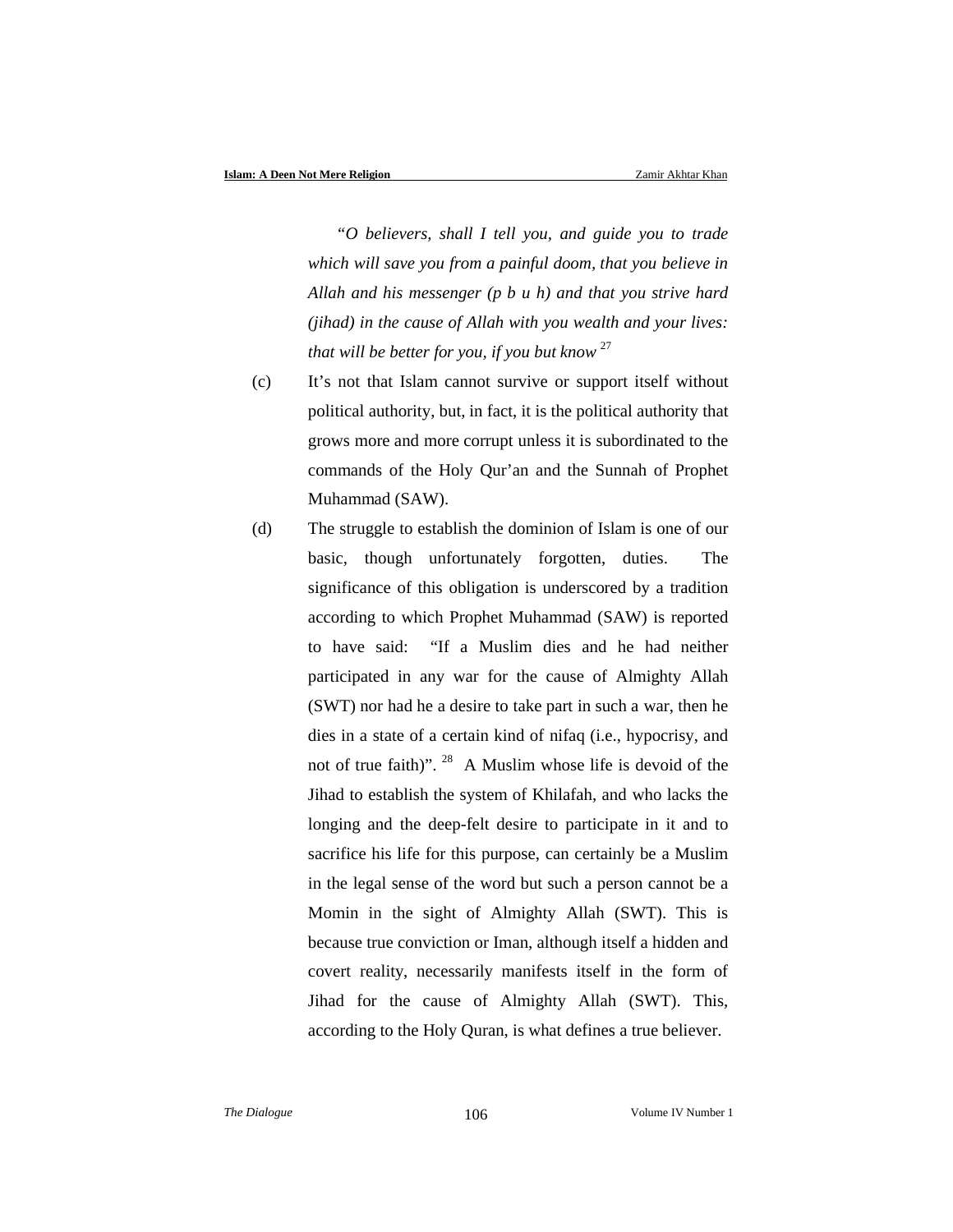"*O believers, shall I tell you, and guide you to trade which will save you from a painful doom, that you believe in Allah and his messenger (p b u h) and that you strive hard (jihad) in the cause of Allah with you wealth and your lives: that will be better for you, if you but know* [27]

(c) It's not that Islam cannot survive or support itself without political authority, but, in fact, it is the political authority that grows more and more corrupt unless it is subordinated to the commands of the Holy Qur'an and the Sunnah of Prophet Muhammad (SAW).

(d) The struggle to establish the dominion of Islam is one of our basic, though unfortunately forgotten, duties. The significance of this obligation is underscored by a tradition according to which Prophet Muhammad (SAW) is reported to have said: "If a Muslim dies and he had neither participated in any war for the cause of Almighty Allah (SWT) nor had he a desire to take part in such a war, then he dies in a state of a certain kind of nifaq (i.e., hypocrisy, and not of true faith)". [28] A Muslim whose life is devoid of the Jihad to establish the system of Khilafah, and who lacks the longing and the deep-felt desire to participate in it and to sacrifice his life for this purpose, can certainly be a Muslim in the legal sense of the word but such a person cannot be a Momin in the sight of Almighty Allah (SWT). This is because true conviction or Iman, although itself a hidden and covert reality, necessarily manifests itself in the form of Jihad for the cause of Almighty Allah (SWT). This, according to the Holy Quran, is what defines a true believer.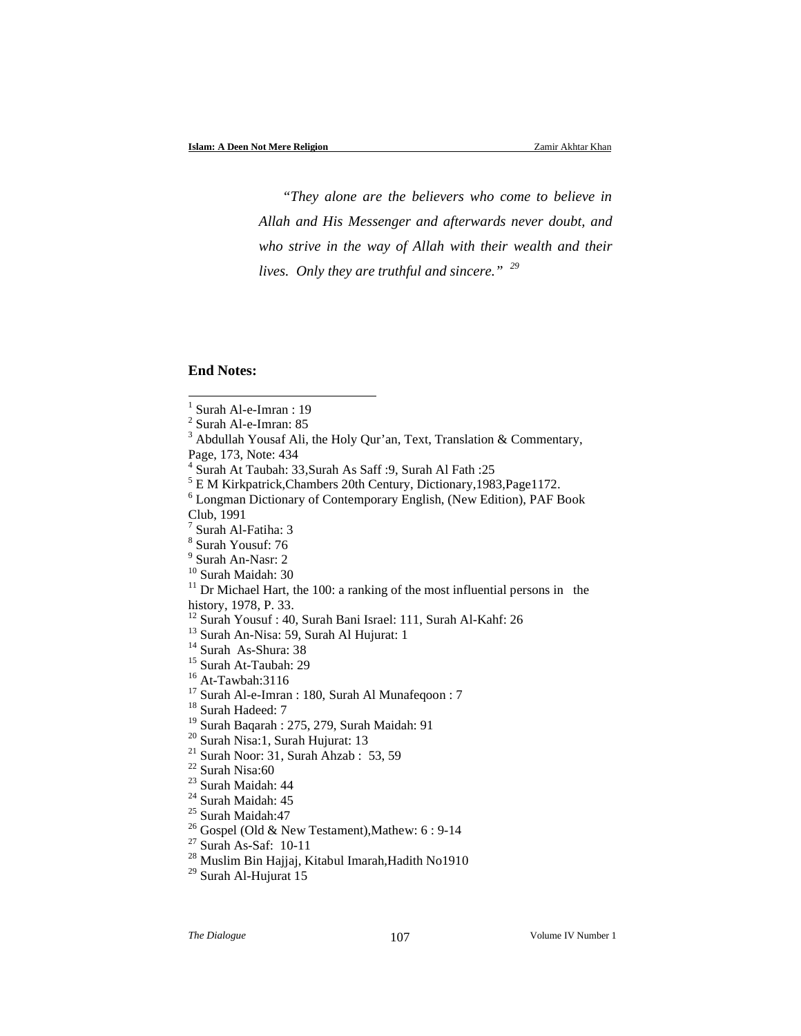*"They alone are the believers who come to believe in Allah and His Messenger and afterwards never doubt, and who strive in the way of Allah with their wealth and their lives. Only they are truthful and sincere."* [29]

**End Notes:**

[1] Surah Al-e-Imran : 19
[2] Surah Al-e-Imran: 85
[3] Abdullah Yousaf Ali, the Holy Qur'an, Text, Translation & Commentary, Page, 173, Note: 434
[4] Surah At Taubah: 33,Surah As Saff :9, Surah Al Fath :25
[5] E M Kirkpatrick,Chambers 20th Century, Dictionary,1983,Page1172.
[6] Longman Dictionary of Contemporary English, (New Edition), PAF Book Club, 1991
[7] Surah Al-Fatiha: 3
[8] Surah Yousuf: 76
[9] Surah An-Nasr: 2
[10] Surah Maidah: 30
[11] Dr Michael Hart, the 100: a ranking of the most influential persons in the history, 1978, P. 33.
[12] Surah Yousuf : 40, Surah Bani Israel: 111, Surah Al-Kahf: 26
[13] Surah An-Nisa: 59, Surah Al Hujurat: 1
[14] Surah As-Shura: 38
[15] Surah At-Taubah: 29
[16] At-Tawbah:3116
[17] Surah Al-e-Imran : 180, Surah Al Munafeqoon : 7
[18] Surah Hadeed: 7
[19] Surah Baqarah : 275, 279, Surah Maidah: 91
[20] Surah Nisa:1, Surah Hujurat: 13
[21] Surah Noor: 31, Surah Ahzab : 53, 59
[22] Surah Nisa:60
[23] Surah Maidah: 44
[24] Surah Maidah: 45
[25] Surah Maidah:47
[26] Gospel (Old & New Testament),Mathew: 6 : 9-14
[27] Surah As-Saf: 10-11
[28] Muslim Bin Hajjaj, Kitabul Imarah,Hadith No1910
[29] Surah Al-Hujurat 15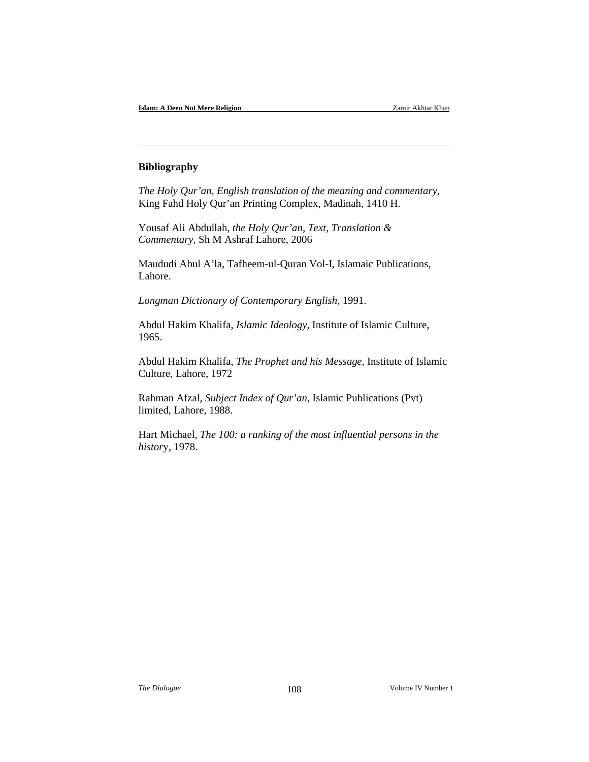## Bibliography

*The Holy Qur'an, English translation of the meaning and commentary*, King Fahd Holy Qur'an Printing Complex, Madinah, 1410 H.

Yousaf Ali Abdullah, *the Holy Qur'an, Text, Translation & Commentary*, Sh M Ashraf Lahore, 2006

Maududi Abul A'la, Tafheem-ul-Quran Vol-I, Islamaic Publications, Lahore.

*Longman Dictionary of Contemporary English*, 1991.

Abdul Hakim Khalifa, *Islamic Ideology*, Institute of Islamic Culture, 1965.

Abdul Hakim Khalifa, *The Prophet and his Message*, Institute of Islamic Culture, Lahore, 1972

Rahman Afzal, *Subject Index of Qur'an*, Islamic Publications (Pvt) limited, Lahore, 1988.

Hart Michael, *The 100: a ranking of the most influential persons in the histor*y, 1978.